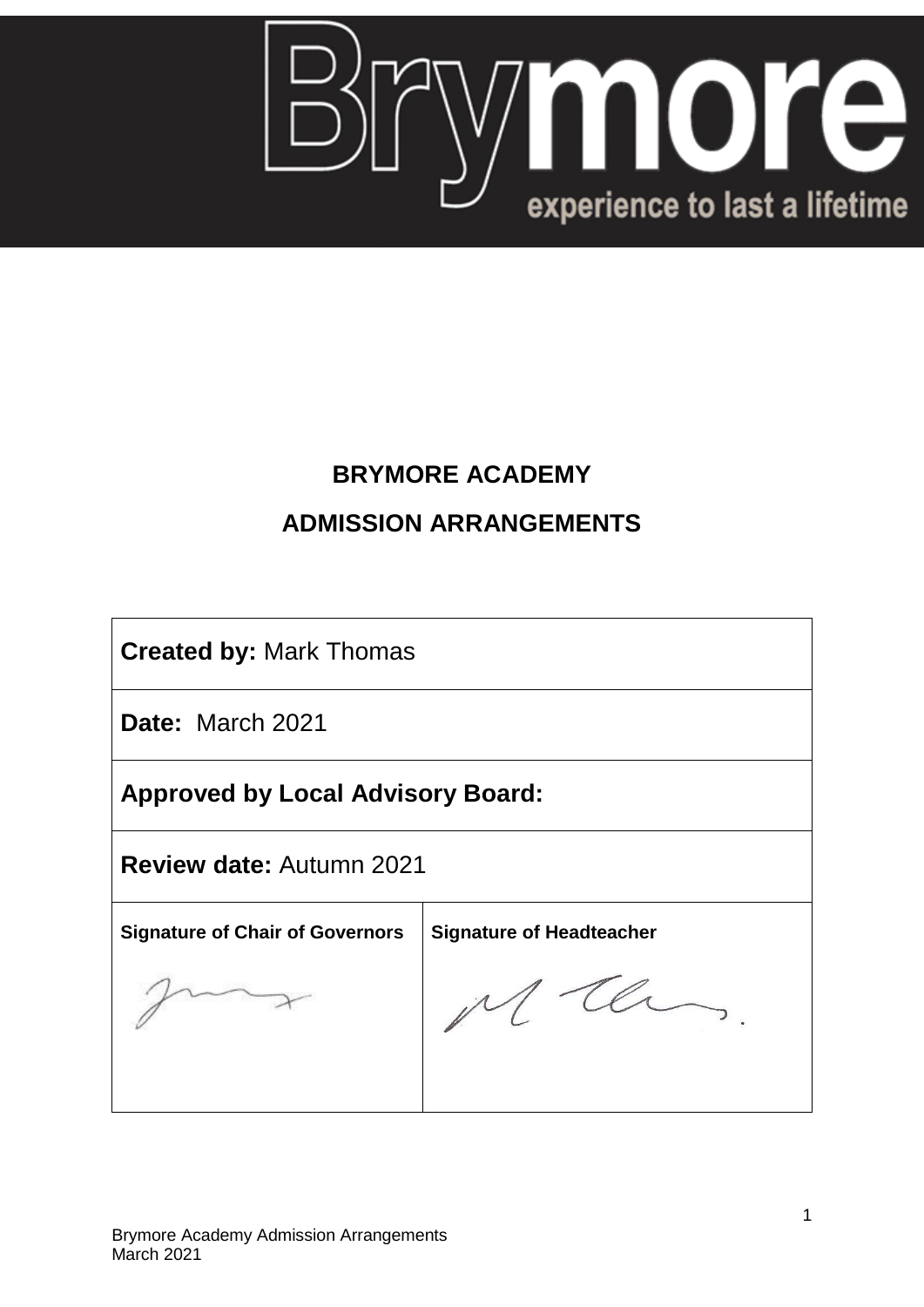# BRYMORE ACADEMY

# ADMISSION ARRANGEMENTS

| | |
|---|---|
| **Created by:** Mark Thomas | |
| **Date:** March 2021 | |
| **Approved by Local Advisory Board:** | |
| **Review date:** Autumn 2021 | |
| **Signature of Chair of Governors** | **Signature of Headteacher** |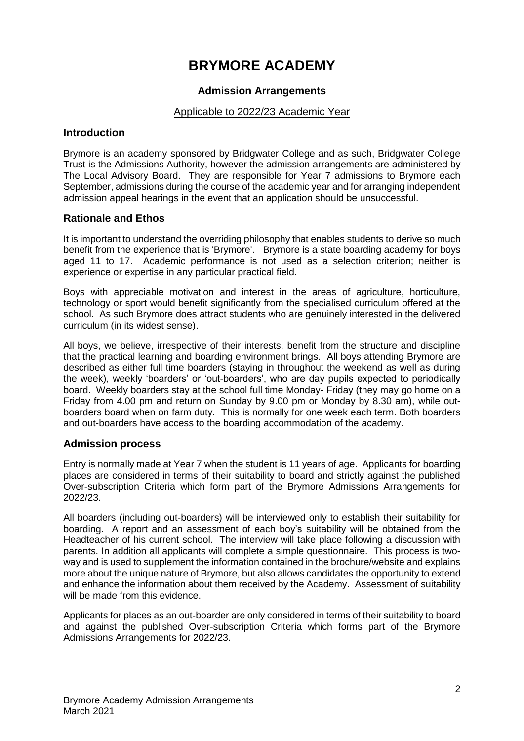# BRYMORE ACADEMY

### Admission Arrangements

Applicable to 2022/23 Academic Year

## Introduction

Brymore is an academy sponsored by Bridgwater College and as such, Bridgwater College Trust is the Admissions Authority, however the admission arrangements are administered by The Local Advisory Board. They are responsible for Year 7 admissions to Brymore each September, admissions during the course of the academic year and for arranging independent admission appeal hearings in the event that an application should be unsuccessful.

## Rationale and Ethos

It is important to understand the overriding philosophy that enables students to derive so much benefit from the experience that is 'Brymore'. Brymore is a state boarding academy for boys aged 11 to 17. Academic performance is not used as a selection criterion; neither is experience or expertise in any particular practical field.

Boys with appreciable motivation and interest in the areas of agriculture, horticulture, technology or sport would benefit significantly from the specialised curriculum offered at the school. As such Brymore does attract students who are genuinely interested in the delivered curriculum (in its widest sense).

All boys, we believe, irrespective of their interests, benefit from the structure and discipline that the practical learning and boarding environment brings. All boys attending Brymore are described as either full time boarders (staying in throughout the weekend as well as during the week), weekly 'boarders' or 'out-boarders', who are day pupils expected to periodically board. Weekly boarders stay at the school full time Monday- Friday (they may go home on a Friday from 4.00 pm and return on Sunday by 9.00 pm or Monday by 8.30 am), while out-boarders board when on farm duty. This is normally for one week each term. Both boarders and out-boarders have access to the boarding accommodation of the academy.

## Admission process

Entry is normally made at Year 7 when the student is 11 years of age. Applicants for boarding places are considered in terms of their suitability to board and strictly against the published Over-subscription Criteria which form part of the Brymore Admissions Arrangements for 2022/23.

All boarders (including out-boarders) will be interviewed only to establish their suitability for boarding. A report and an assessment of each boy's suitability will be obtained from the Headteacher of his current school. The interview will take place following a discussion with parents. In addition all applicants will complete a simple questionnaire. This process is two-way and is used to supplement the information contained in the brochure/website and explains more about the unique nature of Brymore, but also allows candidates the opportunity to extend and enhance the information about them received by the Academy. Assessment of suitability will be made from this evidence.

Applicants for places as an out-boarder are only considered in terms of their suitability to board and against the published Over-subscription Criteria which forms part of the Brymore Admissions Arrangements for 2022/23.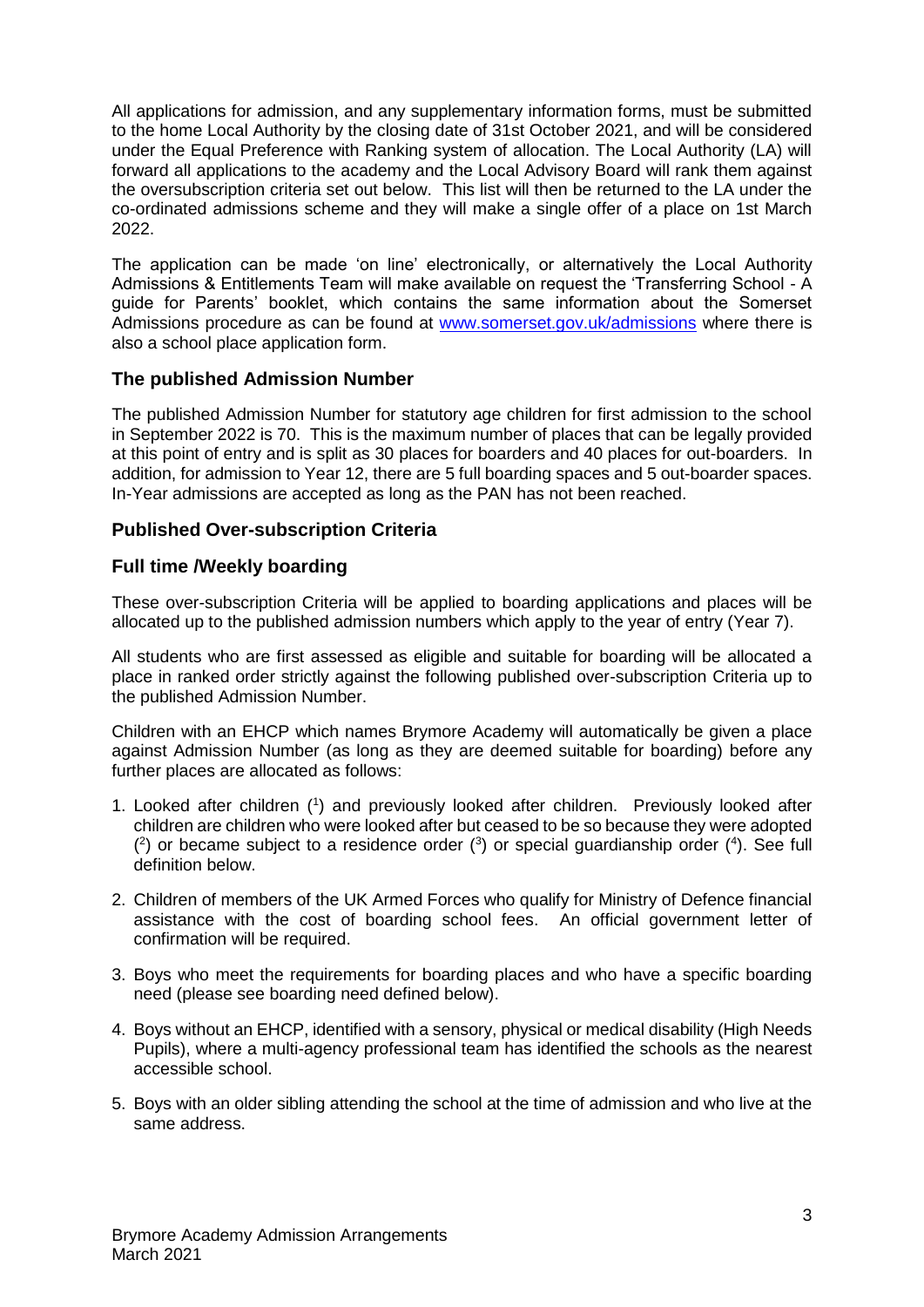All applications for admission, and any supplementary information forms, must be submitted to the home Local Authority by the closing date of 31st October 2021, and will be considered under the Equal Preference with Ranking system of allocation. The Local Authority (LA) will forward all applications to the academy and the Local Advisory Board will rank them against the oversubscription criteria set out below. This list will then be returned to the LA under the co-ordinated admissions scheme and they will make a single offer of a place on 1st March 2022.

The application can be made 'on line' electronically, or alternatively the Local Authority Admissions & Entitlements Team will make available on request the 'Transferring School - A guide for Parents' booklet, which contains the same information about the Somerset Admissions procedure as can be found at [www.somerset.gov.uk/admissions](www.somerset.gov.uk/admissions) where there is also a school place application form.

### The published Admission Number

The published Admission Number for statutory age children for first admission to the school in September 2022 is 70. This is the maximum number of places that can be legally provided at this point of entry and is split as 30 places for boarders and 40 places for out-boarders. In addition, for admission to Year 12, there are 5 full boarding spaces and 5 out-boarder spaces. In-Year admissions are accepted as long as the PAN has not been reached.

### Published Over-subscription Criteria

### Full time /Weekly boarding

These over-subscription Criteria will be applied to boarding applications and places will be allocated up to the published admission numbers which apply to the year of entry (Year 7).

All students who are first assessed as eligible and suitable for boarding will be allocated a place in ranked order strictly against the following published over-subscription Criteria up to the published Admission Number.

Children with an EHCP which names Brymore Academy will automatically be given a place against Admission Number (as long as they are deemed suitable for boarding) before any further places are allocated as follows:

1. Looked after children ([1]) and previously looked after children. Previously looked after children are children who were looked after but ceased to be so because they were adopted ([2]) or became subject to a residence order ([3]) or special guardianship order ([4]). See full definition below.
2. Children of members of the UK Armed Forces who qualify for Ministry of Defence financial assistance with the cost of boarding school fees. An official government letter of confirmation will be required.
3. Boys who meet the requirements for boarding places and who have a specific boarding need (please see boarding need defined below).
4. Boys without an EHCP, identified with a sensory, physical or medical disability (High Needs Pupils), where a multi-agency professional team has identified the schools as the nearest accessible school.
5. Boys with an older sibling attending the school at the time of admission and who live at the same address.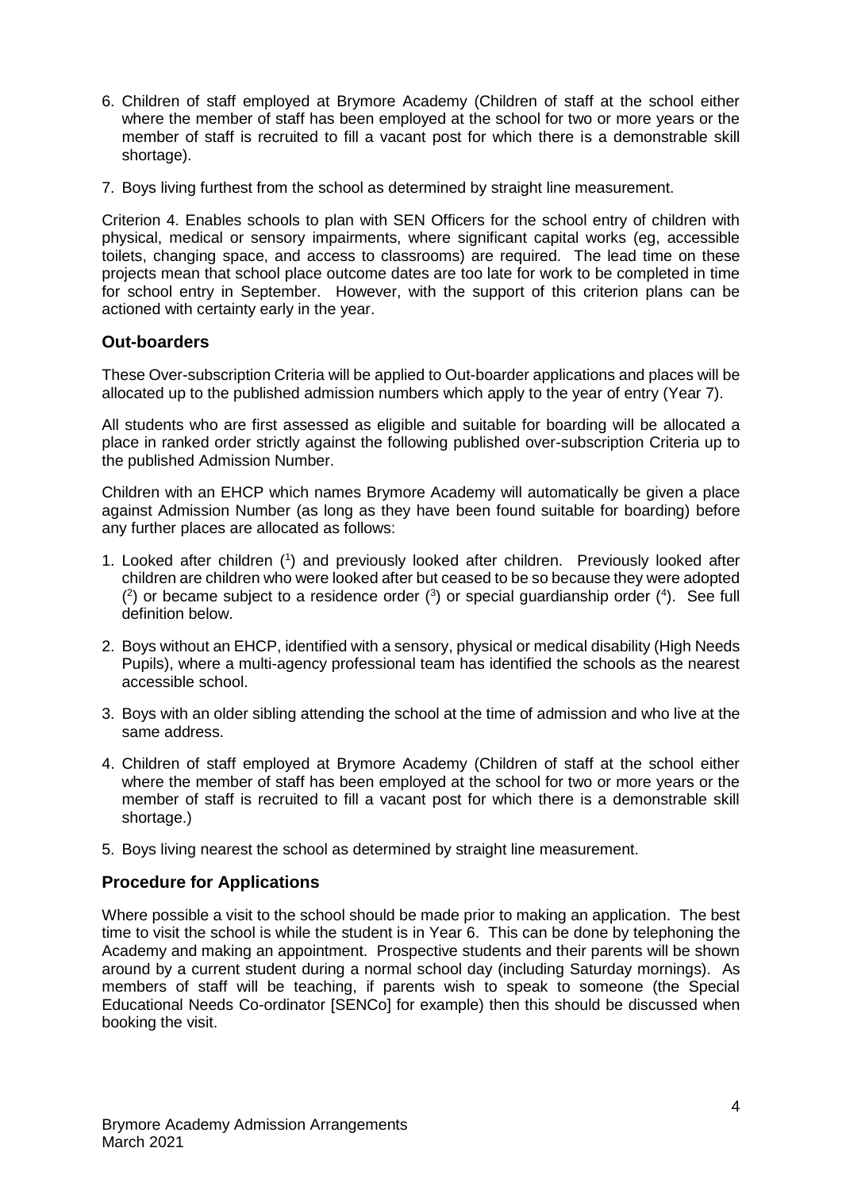6. Children of staff employed at Brymore Academy (Children of staff at the school either where the member of staff has been employed at the school for two or more years or the member of staff is recruited to fill a vacant post for which there is a demonstrable skill shortage).

7. Boys living furthest from the school as determined by straight line measurement.

Criterion 4. Enables schools to plan with SEN Officers for the school entry of children with physical, medical or sensory impairments, where significant capital works (eg, accessible toilets, changing space, and access to classrooms) are required. The lead time on these projects mean that school place outcome dates are too late for work to be completed in time for school entry in September. However, with the support of this criterion plans can be actioned with certainty early in the year.

## Out-boarders

These Over-subscription Criteria will be applied to Out-boarder applications and places will be allocated up to the published admission numbers which apply to the year of entry (Year 7).

All students who are first assessed as eligible and suitable for boarding will be allocated a place in ranked order strictly against the following published over-subscription Criteria up to the published Admission Number.

Children with an EHCP which names Brymore Academy will automatically be given a place against Admission Number (as long as they have been found suitable for boarding) before any further places are allocated as follows:

1. Looked after children ([1]) and previously looked after children. Previously looked after children are children who were looked after but ceased to be so because they were adopted ([2]) or became subject to a residence order ([3]) or special guardianship order ([4]). See full definition below.

2. Boys without an EHCP, identified with a sensory, physical or medical disability (High Needs Pupils), where a multi-agency professional team has identified the schools as the nearest accessible school.

3. Boys with an older sibling attending the school at the time of admission and who live at the same address.

4. Children of staff employed at Brymore Academy (Children of staff at the school either where the member of staff has been employed at the school for two or more years or the member of staff is recruited to fill a vacant post for which there is a demonstrable skill shortage.)

5. Boys living nearest the school as determined by straight line measurement.

## Procedure for Applications

Where possible a visit to the school should be made prior to making an application. The best time to visit the school is while the student is in Year 6. This can be done by telephoning the Academy and making an appointment. Prospective students and their parents will be shown around by a current student during a normal school day (including Saturday mornings). As members of staff will be teaching, if parents wish to speak to someone (the Special Educational Needs Co-ordinator [SENCo] for example) then this should be discussed when booking the visit.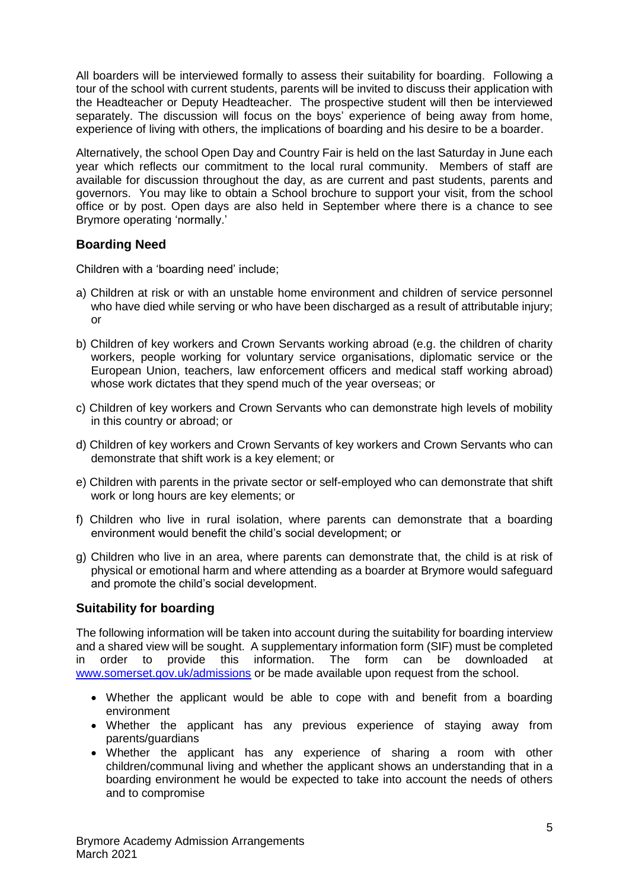All boarders will be interviewed formally to assess their suitability for boarding. Following a tour of the school with current students, parents will be invited to discuss their application with the Headteacher or Deputy Headteacher. The prospective student will then be interviewed separately. The discussion will focus on the boys' experience of being away from home, experience of living with others, the implications of boarding and his desire to be a boarder.

Alternatively, the school Open Day and Country Fair is held on the last Saturday in June each year which reflects our commitment to the local rural community. Members of staff are available for discussion throughout the day, as are current and past students, parents and governors. You may like to obtain a School brochure to support your visit, from the school office or by post. Open days are also held in September where there is a chance to see Brymore operating 'normally.'

## Boarding Need

Children with a 'boarding need' include;

a) Children at risk or with an unstable home environment and children of service personnel who have died while serving or who have been discharged as a result of attributable injury; or

b) Children of key workers and Crown Servants working abroad (e.g. the children of charity workers, people working for voluntary service organisations, diplomatic service or the European Union, teachers, law enforcement officers and medical staff working abroad) whose work dictates that they spend much of the year overseas; or

c) Children of key workers and Crown Servants who can demonstrate high levels of mobility in this country or abroad; or

d) Children of key workers and Crown Servants of key workers and Crown Servants who can demonstrate that shift work is a key element; or

e) Children with parents in the private sector or self-employed who can demonstrate that shift work or long hours are key elements; or

f) Children who live in rural isolation, where parents can demonstrate that a boarding environment would benefit the child's social development; or

g) Children who live in an area, where parents can demonstrate that, the child is at risk of physical or emotional harm and where attending as a boarder at Brymore would safeguard and promote the child's social development.

## Suitability for boarding

The following information will be taken into account during the suitability for boarding interview and a shared view will be sought. A supplementary information form (SIF) must be completed in order to provide this information. The form can be downloaded at [www.somerset.gov.uk/admissions](www.somerset.gov.uk/admissions) or be made available upon request from the school.

- Whether the applicant would be able to cope with and benefit from a boarding environment
- Whether the applicant has any previous experience of staying away from parents/guardians
- Whether the applicant has any experience of sharing a room with other children/communal living and whether the applicant shows an understanding that in a boarding environment he would be expected to take into account the needs of others and to compromise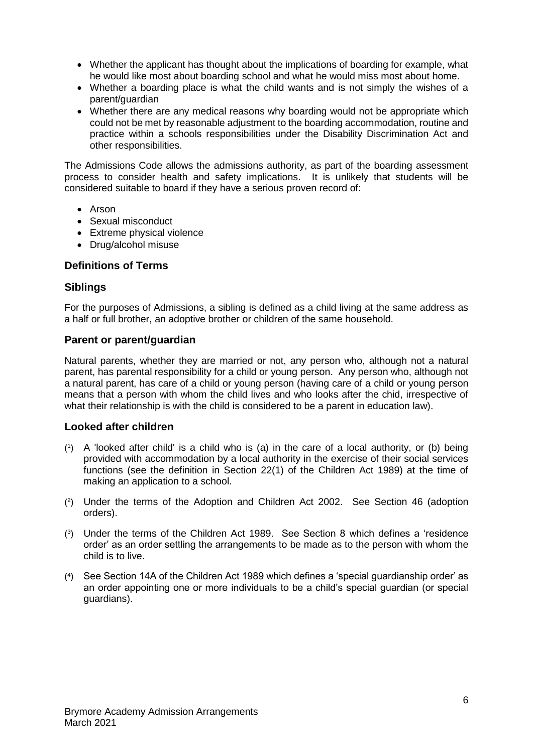- Whether the applicant has thought about the implications of boarding for example, what he would like most about boarding school and what he would miss most about home.
- Whether a boarding place is what the child wants and is not simply the wishes of a parent/guardian
- Whether there are any medical reasons why boarding would not be appropriate which could not be met by reasonable adjustment to the boarding accommodation, routine and practice within a schools responsibilities under the Disability Discrimination Act and other responsibilities.

The Admissions Code allows the admissions authority, as part of the boarding assessment process to consider health and safety implications. It is unlikely that students will be considered suitable to board if they have a serious proven record of:

- Arson
- Sexual misconduct
- Extreme physical violence
- Drug/alcohol misuse

## Definitions of Terms

### Siblings

For the purposes of Admissions, a sibling is defined as a child living at the same address as a half or full brother, an adoptive brother or children of the same household.

### Parent or parent/guardian

Natural parents, whether they are married or not, any person who, although not a natural parent, has parental responsibility for a child or young person. Any person who, although not a natural parent, has care of a child or young person (having care of a child or young person means that a person with whom the child lives and who looks after the chid, irrespective of what their relationship is with the child is considered to be a parent in education law).

### Looked after children

(1) A 'looked after child' is a child who is (a) in the care of a local authority, or (b) being provided with accommodation by a local authority in the exercise of their social services functions (see the definition in Section 22(1) of the Children Act 1989) at the time of making an application to a school.

(2) Under the terms of the Adoption and Children Act 2002. See Section 46 (adoption orders).

(3) Under the terms of the Children Act 1989. See Section 8 which defines a 'residence order' as an order settling the arrangements to be made as to the person with whom the child is to live.

(4) See Section 14A of the Children Act 1989 which defines a 'special guardianship order' as an order appointing one or more individuals to be a child's special guardian (or special guardians).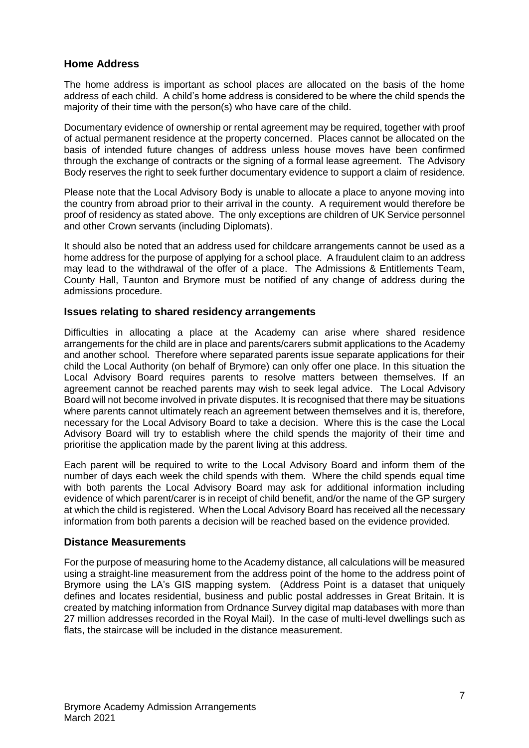## Home Address

The home address is important as school places are allocated on the basis of the home address of each child. A child's home address is considered to be where the child spends the majority of their time with the person(s) who have care of the child.

Documentary evidence of ownership or rental agreement may be required, together with proof of actual permanent residence at the property concerned. Places cannot be allocated on the basis of intended future changes of address unless house moves have been confirmed through the exchange of contracts or the signing of a formal lease agreement. The Advisory Body reserves the right to seek further documentary evidence to support a claim of residence.

Please note that the Local Advisory Body is unable to allocate a place to anyone moving into the country from abroad prior to their arrival in the county. A requirement would therefore be proof of residency as stated above. The only exceptions are children of UK Service personnel and other Crown servants (including Diplomats).

It should also be noted that an address used for childcare arrangements cannot be used as a home address for the purpose of applying for a school place. A fraudulent claim to an address may lead to the withdrawal of the offer of a place. The Admissions & Entitlements Team, County Hall, Taunton and Brymore must be notified of any change of address during the admissions procedure.

## Issues relating to shared residency arrangements

Difficulties in allocating a place at the Academy can arise where shared residence arrangements for the child are in place and parents/carers submit applications to the Academy and another school. Therefore where separated parents issue separate applications for their child the Local Authority (on behalf of Brymore) can only offer one place. In this situation the Local Advisory Board requires parents to resolve matters between themselves. If an agreement cannot be reached parents may wish to seek legal advice. The Local Advisory Board will not become involved in private disputes. It is recognised that there may be situations where parents cannot ultimately reach an agreement between themselves and it is, therefore, necessary for the Local Advisory Board to take a decision. Where this is the case the Local Advisory Board will try to establish where the child spends the majority of their time and prioritise the application made by the parent living at this address.

Each parent will be required to write to the Local Advisory Board and inform them of the number of days each week the child spends with them. Where the child spends equal time with both parents the Local Advisory Board may ask for additional information including evidence of which parent/carer is in receipt of child benefit, and/or the name of the GP surgery at which the child is registered. When the Local Advisory Board has received all the necessary information from both parents a decision will be reached based on the evidence provided.

## Distance Measurements

For the purpose of measuring home to the Academy distance, all calculations will be measured using a straight-line measurement from the address point of the home to the address point of Brymore using the LA's GIS mapping system. (Address Point is a dataset that uniquely defines and locates residential, business and public postal addresses in Great Britain. It is created by matching information from Ordnance Survey digital map databases with more than 27 million addresses recorded in the Royal Mail). In the case of multi-level dwellings such as flats, the staircase will be included in the distance measurement.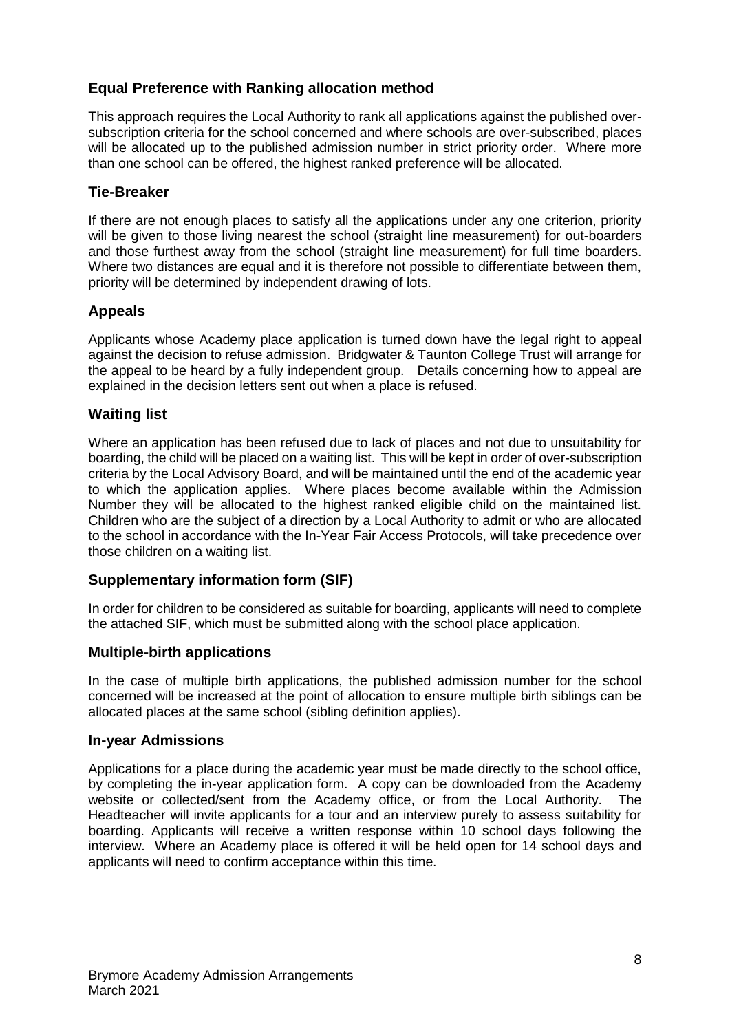## Equal Preference with Ranking allocation method

This approach requires the Local Authority to rank all applications against the published over-subscription criteria for the school concerned and where schools are over-subscribed, places will be allocated up to the published admission number in strict priority order. Where more than one school can be offered, the highest ranked preference will be allocated.

## Tie-Breaker

If there are not enough places to satisfy all the applications under any one criterion, priority will be given to those living nearest the school (straight line measurement) for out-boarders and those furthest away from the school (straight line measurement) for full time boarders. Where two distances are equal and it is therefore not possible to differentiate between them, priority will be determined by independent drawing of lots.

## Appeals

Applicants whose Academy place application is turned down have the legal right to appeal against the decision to refuse admission. Bridgwater & Taunton College Trust will arrange for the appeal to be heard by a fully independent group. Details concerning how to appeal are explained in the decision letters sent out when a place is refused.

## Waiting list

Where an application has been refused due to lack of places and not due to unsuitability for boarding, the child will be placed on a waiting list. This will be kept in order of over-subscription criteria by the Local Advisory Board, and will be maintained until the end of the academic year to which the application applies. Where places become available within the Admission Number they will be allocated to the highest ranked eligible child on the maintained list. Children who are the subject of a direction by a Local Authority to admit or who are allocated to the school in accordance with the In-Year Fair Access Protocols, will take precedence over those children on a waiting list.

## Supplementary information form (SIF)

In order for children to be considered as suitable for boarding, applicants will need to complete the attached SIF, which must be submitted along with the school place application.

## Multiple-birth applications

In the case of multiple birth applications, the published admission number for the school concerned will be increased at the point of allocation to ensure multiple birth siblings can be allocated places at the same school (sibling definition applies).

## In-year Admissions

Applications for a place during the academic year must be made directly to the school office, by completing the in-year application form. A copy can be downloaded from the Academy website or collected/sent from the Academy office, or from the Local Authority. The Headteacher will invite applicants for a tour and an interview purely to assess suitability for boarding. Applicants will receive a written response within 10 school days following the interview. Where an Academy place is offered it will be held open for 14 school days and applicants will need to confirm acceptance within this time.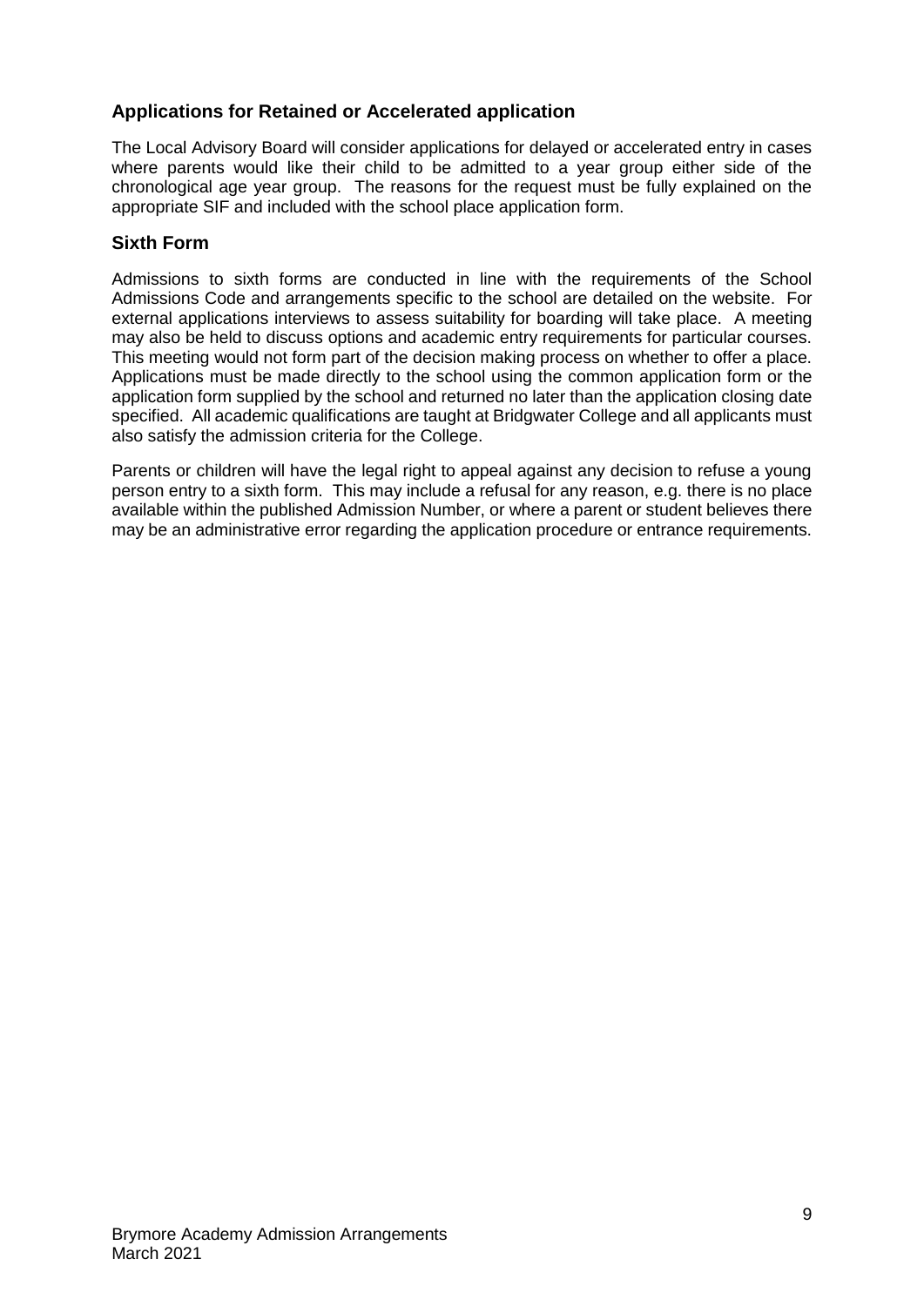## Applications for Retained or Accelerated application

The Local Advisory Board will consider applications for delayed or accelerated entry in cases where parents would like their child to be admitted to a year group either side of the chronological age year group. The reasons for the request must be fully explained on the appropriate SIF and included with the school place application form.

## Sixth Form

Admissions to sixth forms are conducted in line with the requirements of the School Admissions Code and arrangements specific to the school are detailed on the website. For external applications interviews to assess suitability for boarding will take place. A meeting may also be held to discuss options and academic entry requirements for particular courses. This meeting would not form part of the decision making process on whether to offer a place. Applications must be made directly to the school using the common application form or the application form supplied by the school and returned no later than the application closing date specified. All academic qualifications are taught at Bridgwater College and all applicants must also satisfy the admission criteria for the College.

Parents or children will have the legal right to appeal against any decision to refuse a young person entry to a sixth form. This may include a refusal for any reason, e.g. there is no place available within the published Admission Number, or where a parent or student believes there may be an administrative error regarding the application procedure or entrance requirements.